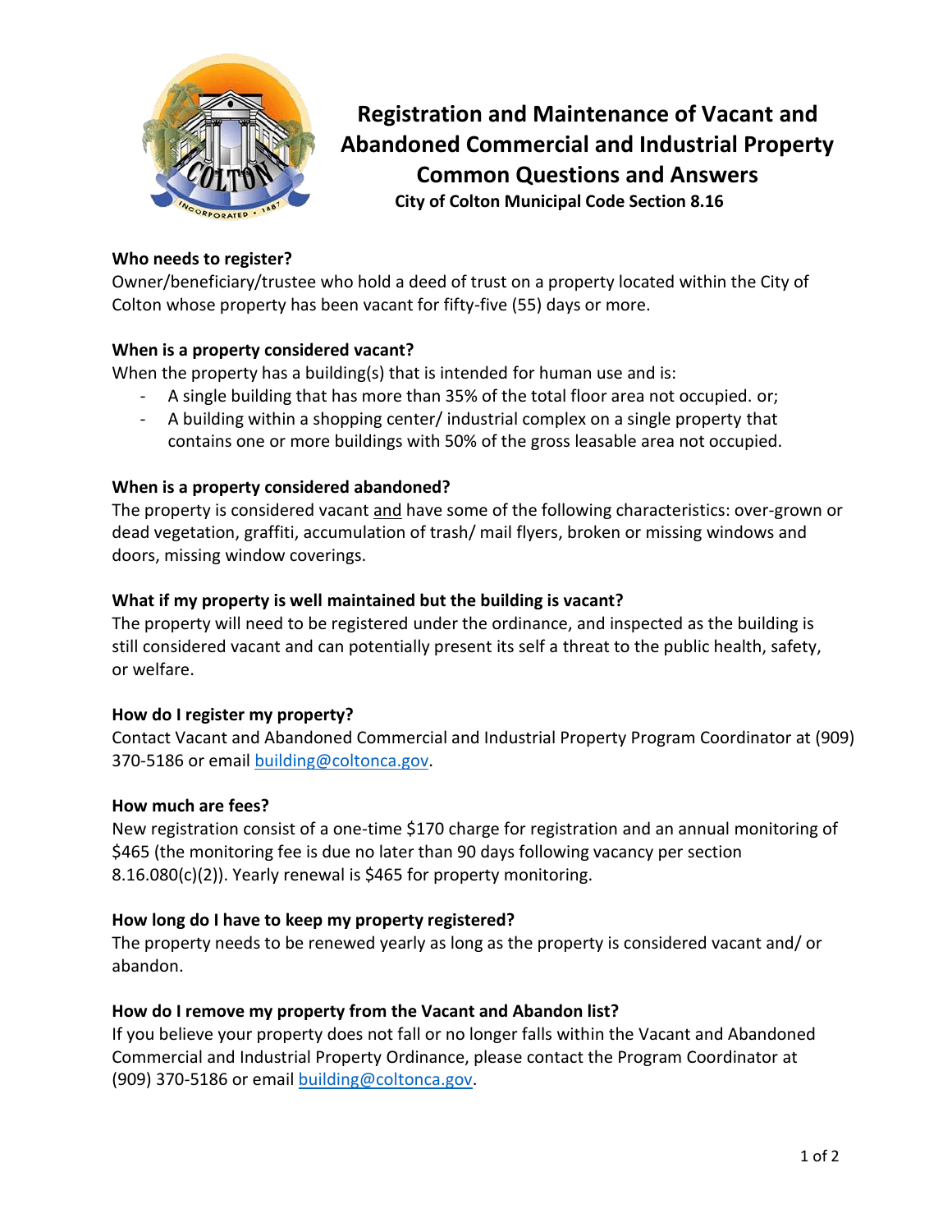# Registration and Maintenance of Vacant and Abandoned Commercial and Industrial Property Common Questions and Answers

**City of Colton Municipal Code Section 8.16**

**Who needs to register?**

Owner/beneficiary/trustee who hold a deed of trust on a property located within the City of Colton whose property has been vacant for fifty-five (55) days or more.

**When is a property considered vacant?**

When the property has a building(s) that is intended for human use and is:

- A single building that has more than 35% of the total floor area not occupied. or;
- A building within a shopping center/ industrial complex on a single property that contains one or more buildings with 50% of the gross leasable area not occupied.

**When is a property considered abandoned?**

The property is considered vacant and have some of the following characteristics: over-grown or dead vegetation, graffiti, accumulation of trash/ mail flyers, broken or missing windows and doors, missing window coverings.

**What if my property is well maintained but the building is vacant?**

The property will need to be registered under the ordinance, and inspected as the building is still considered vacant and can potentially present its self a threat to the public health, safety, or welfare.

**How do I register my property?**

Contact Vacant and Abandoned Commercial and Industrial Property Program Coordinator at (909) 370-5186 or email building@coltonca.gov.

**How much are fees?**

New registration consist of a one-time $170 charge for registration and an annual monitoring of $465 (the monitoring fee is due no later than 90 days following vacancy per section 8.16.080(c)(2)). Yearly renewal is $465 for property monitoring.

**How long do I have to keep my property registered?**

The property needs to be renewed yearly as long as the property is considered vacant and/ or abandon.

**How do I remove my property from the Vacant and Abandon list?**

If you believe your property does not fall or no longer falls within the Vacant and Abandoned Commercial and Industrial Property Ordinance, please contact the Program Coordinator at (909) 370-5186 or email building@coltonca.gov.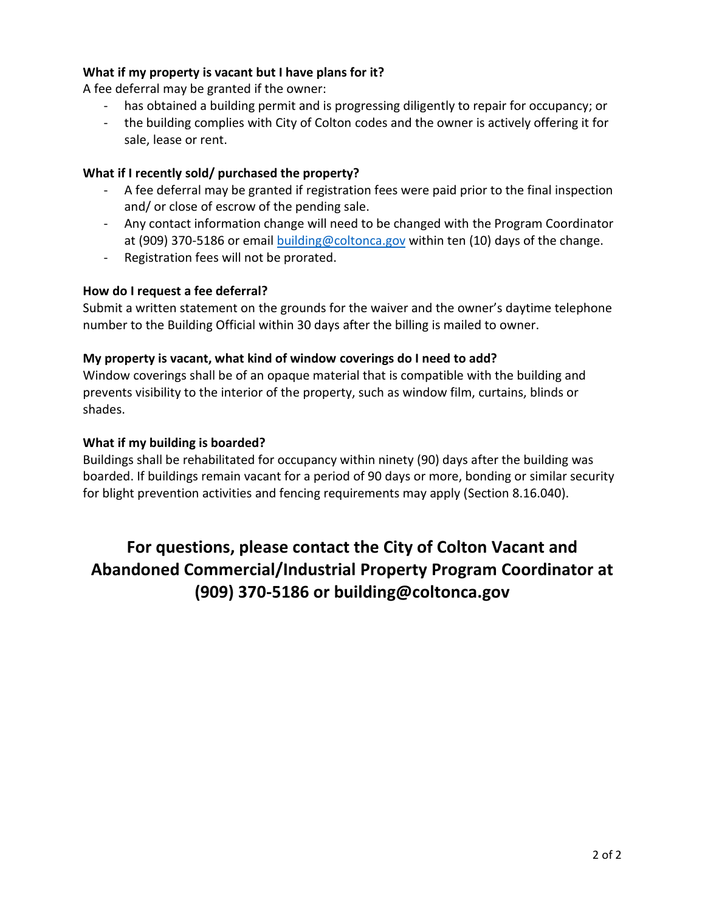**What if my property is vacant but I have plans for it?**

A fee deferral may be granted if the owner:

- has obtained a building permit and is progressing diligently to repair for occupancy; or
- the building complies with City of Colton codes and the owner is actively offering it for sale, lease or rent.

**What if I recently sold/ purchased the property?**

- A fee deferral may be granted if registration fees were paid prior to the final inspection and/ or close of escrow of the pending sale.
- Any contact information change will need to be changed with the Program Coordinator at (909) 370-5186 or email building@coltonca.gov within ten (10) days of the change.
- Registration fees will not be prorated.

**How do I request a fee deferral?**

Submit a written statement on the grounds for the waiver and the owner's daytime telephone number to the Building Official within 30 days after the billing is mailed to owner.

**My property is vacant, what kind of window coverings do I need to add?**

Window coverings shall be of an opaque material that is compatible with the building and prevents visibility to the interior of the property, such as window film, curtains, blinds or shades.

**What if my building is boarded?**

Buildings shall be rehabilitated for occupancy within ninety (90) days after the building was boarded. If buildings remain vacant for a period of 90 days or more, bonding or similar security for blight prevention activities and fencing requirements may apply (Section 8.16.040).

## For questions, please contact the City of Colton Vacant and Abandoned Commercial/Industrial Property Program Coordinator at (909) 370-5186 or building@coltonca.gov